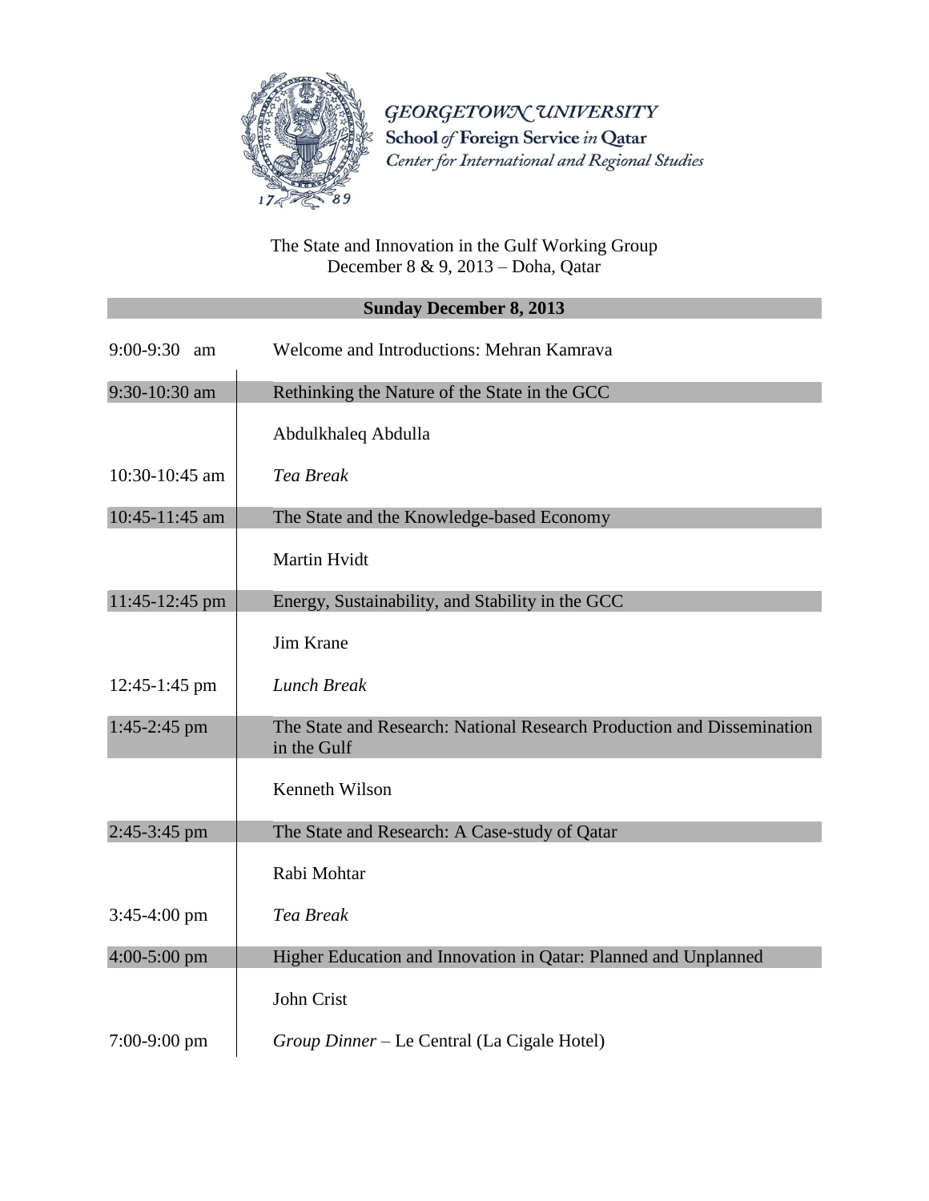GEORGETOWN UNIVERSITY

School *of* Foreign Service *in* Qatar

*Center for International and Regional Studies*

The State and Innovation in the Gulf Working Group
December 8 & 9, 2013 – Doha, Qatar

## Sunday December 8, 2013

| Time | Session |
|---|---|
| 9:00-9:30 am | Welcome and Introductions: Mehran Kamrava |
| 9:30-10:30 am | Rethinking the Nature of the State in the GCC |
| | Abdulkhaleq Abdulla |
| 10:30-10:45 am | *Tea Break* |
| 10:45-11:45 am | The State and the Knowledge-based Economy |
| | Martin Hvidt |
| 11:45-12:45 pm | Energy, Sustainability, and Stability in the GCC |
| | Jim Krane |
| 12:45-1:45 pm | *Lunch Break* |
| 1:45-2:45 pm | The State and Research: National Research Production and Dissemination in the Gulf |
| | Kenneth Wilson |
| 2:45-3:45 pm | The State and Research: A Case-study of Qatar |
| | Rabi Mohtar |
| 3:45-4:00 pm | *Tea Break* |
| 4:00-5:00 pm | Higher Education and Innovation in Qatar: Planned and Unplanned |
| | John Crist |
| 7:00-9:00 pm | *Group Dinner* – Le Central (La Cigale Hotel) |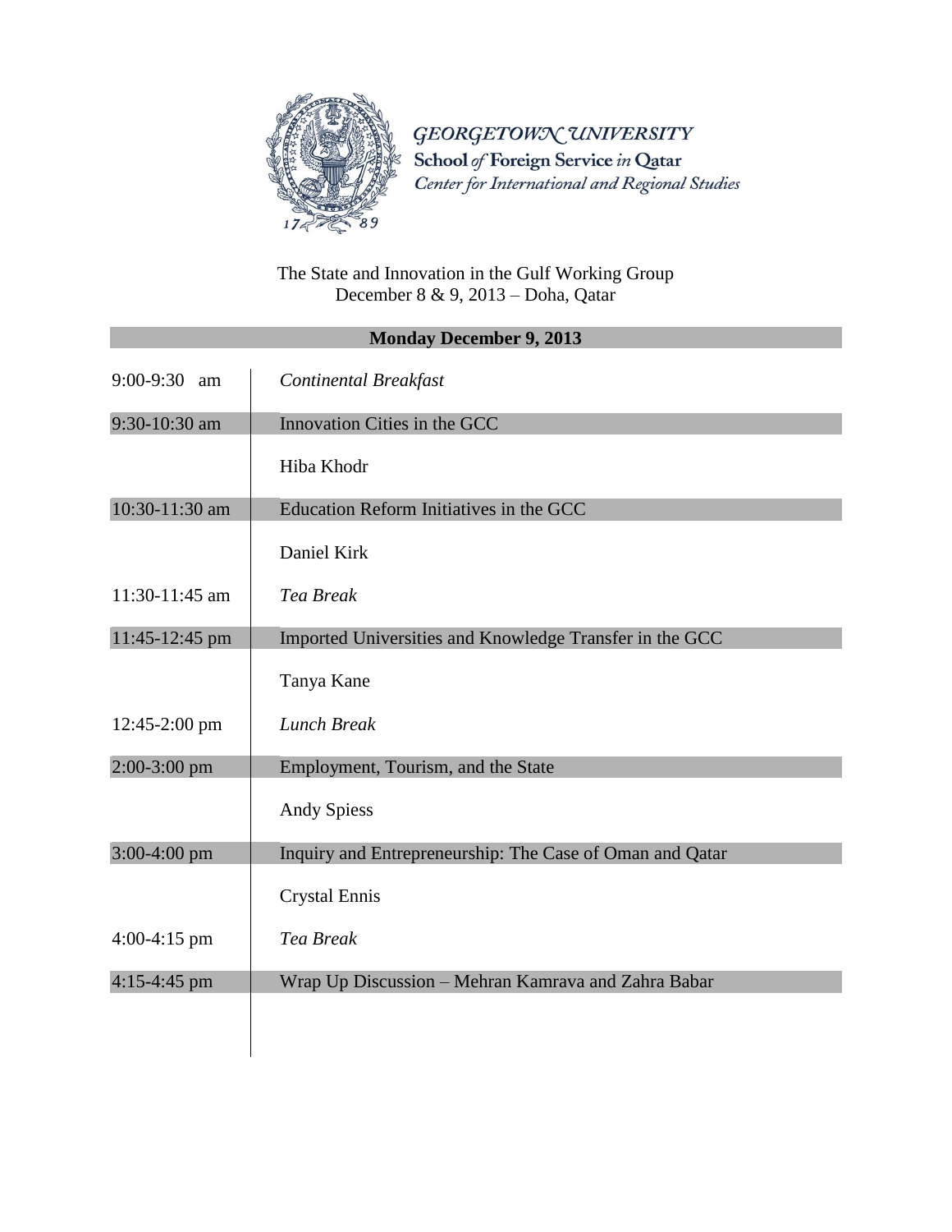GEORGETOWN UNIVERSITY
School of Foreign Service in Qatar
Center for International and Regional Studies

The State and Innovation in the Gulf Working Group
December 8 & 9, 2013 – Doha, Qatar

| Monday December 9, 2013 | |
|---|---|
| 9:00-9:30 am | *Continental Breakfast* |
| 9:30-10:30 am | Innovation Cities in the GCC |
| | Hiba Khodr |
| 10:30-11:30 am | Education Reform Initiatives in the GCC |
| | Daniel Kirk |
| 11:30-11:45 am | *Tea Break* |
| 11:45-12:45 pm | Imported Universities and Knowledge Transfer in the GCC |
| | Tanya Kane |
| 12:45-2:00 pm | *Lunch Break* |
| 2:00-3:00 pm | Employment, Tourism, and the State |
| | Andy Spiess |
| 3:00-4:00 pm | Inquiry and Entrepreneurship: The Case of Oman and Qatar |
| | Crystal Ennis |
| 4:00-4:15 pm | *Tea Break* |
| 4:15-4:45 pm | Wrap Up Discussion – Mehran Kamrava and Zahra Babar |